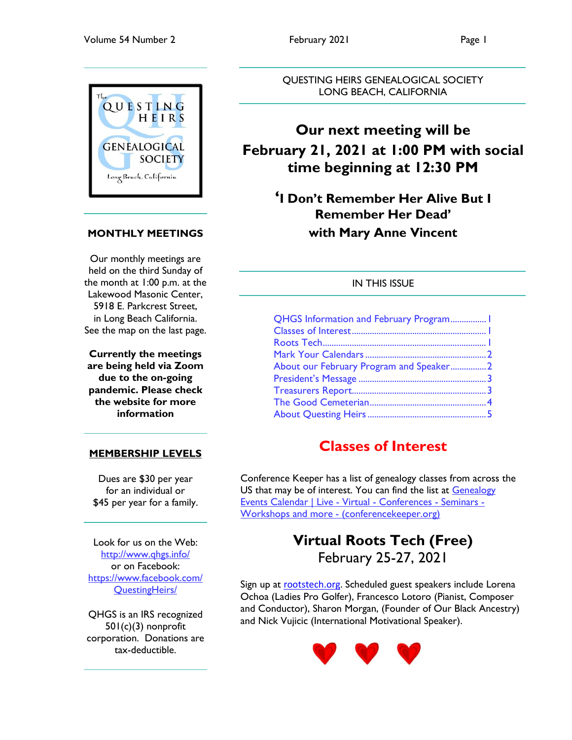QUESTING HEIRS GENEALOGICAL SOCIETY
LONG BEACH, CALIFORNIA

# Our next meeting will be February 21, 2021 at 1:00 PM with social time beginning at 12:30 PM

## 'I Don't Remember Her Alive But I Remember Her Dead' with Mary Anne Vincent

### MONTHLY MEETINGS

Our monthly meetings are held on the third Sunday of the month at 1:00 p.m. at the Lakewood Masonic Center, 5918 E. Parkcrest Street, in Long Beach California. See the map on the last page.

**Currently the meetings are being held via Zoom due to the on-going pandemic. Please check the website for more information**

### MEMBERSHIP LEVELS

Dues are $30 per year for an individual or $45 per year for a family.

Look for us on the Web: http://www.qhgs.info/
or on Facebook: https://www.facebook.com/QuestingHeirs/

QHGS is an IRS recognized 501(c)(3) nonprofit corporation. Donations are tax-deductible.

### IN THIS ISSUE

- QHGS Information and February Program ................ 1
- Classes of Interest ................ 1
- Roots Tech ................ 1
- Mark Your Calendars ................ 2
- About our February Program and Speaker ................ 2
- President's Message ................ 3
- Treasurers Report ................ 3
- The Good Cemeterian ................ 4
- About Questing Heirs ................ 5

## Classes of Interest

Conference Keeper has a list of genealogy classes from across the US that may be of interest. You can find the list at Genealogy Events Calendar | Live - Virtual - Conferences - Seminars - Workshops and more - (conferencekeeper.org)

## Virtual Roots Tech (Free)

February 25-27, 2021

Sign up at rootstech.org. Scheduled guest speakers include Lorena Ochoa (Ladies Pro Golfer), Francesco Lotoro (Pianist, Composer and Conductor), Sharon Morgan, (Founder of Our Black Ancestry) and Nick Vujicic (International Motivational Speaker).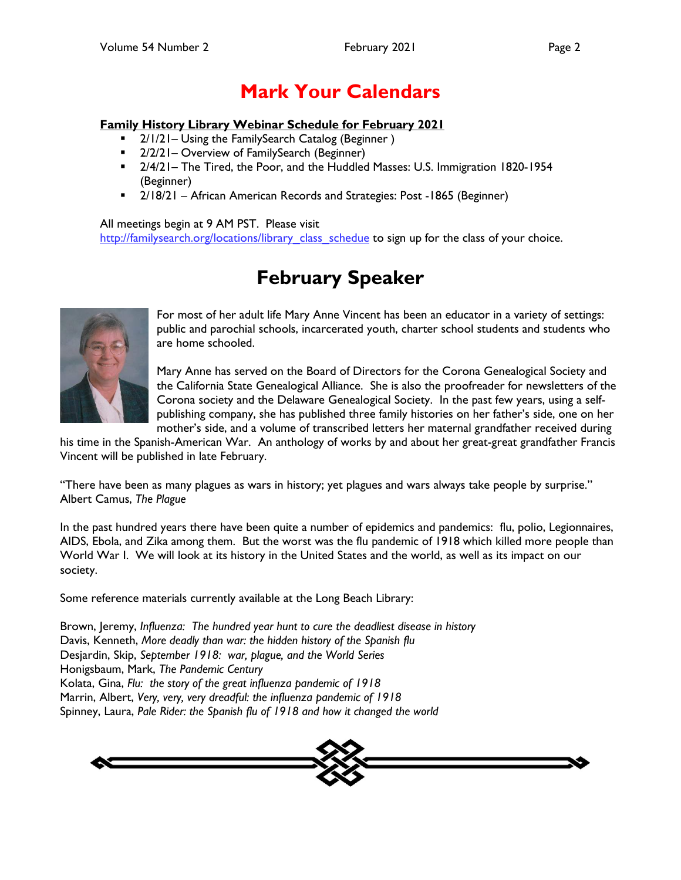# Mark Your Calendars

**Family History Library Webinar Schedule for February 2021**

- 2/1/21– Using the FamilySearch Catalog (Beginner )
- 2/2/21– Overview of FamilySearch (Beginner)
- 2/4/21– The Tired, the Poor, and the Huddled Masses: U.S. Immigration 1820-1954 (Beginner)
- 2/18/21 – African American Records and Strategies: Post -1865 (Beginner)

All meetings begin at 9 AM PST. Please visit http://familysearch.org/locations/library_class_schedue to sign up for the class of your choice.

# February Speaker

For most of her adult life Mary Anne Vincent has been an educator in a variety of settings: public and parochial schools, incarcerated youth, charter school students and students who are home schooled.

Mary Anne has served on the Board of Directors for the Corona Genealogical Society and the California State Genealogical Alliance. She is also the proofreader for newsletters of the Corona society and the Delaware Genealogical Society. In the past few years, using a self-publishing company, she has published three family histories on her father's side, one on her mother's side, and a volume of transcribed letters her maternal grandfather received during his time in the Spanish-American War. An anthology of works by and about her great-great grandfather Francis Vincent will be published in late February.

"There have been as many plagues as wars in history; yet plagues and wars always take people by surprise." Albert Camus, *The Plague*

In the past hundred years there have been quite a number of epidemics and pandemics: flu, polio, Legionnaires, AIDS, Ebola, and Zika among them. But the worst was the flu pandemic of 1918 which killed more people than World War I. We will look at its history in the United States and the world, as well as its impact on our society.

Some reference materials currently available at the Long Beach Library:

Brown, Jeremy, *Influenza: The hundred year hunt to cure the deadliest disease in history*
Davis, Kenneth, *More deadly than war: the hidden history of the Spanish flu*
Desjardin, Skip, *September 1918: war, plague, and the World Series*
Honigsbaum, Mark, *The Pandemic Century*
Kolata, Gina, *Flu: the story of the great influenza pandemic of 1918*
Marrin, Albert, *Very, very, very dreadful: the influenza pandemic of 1918*
Spinney, Laura, *Pale Rider: the Spanish flu of 1918 and how it changed the world*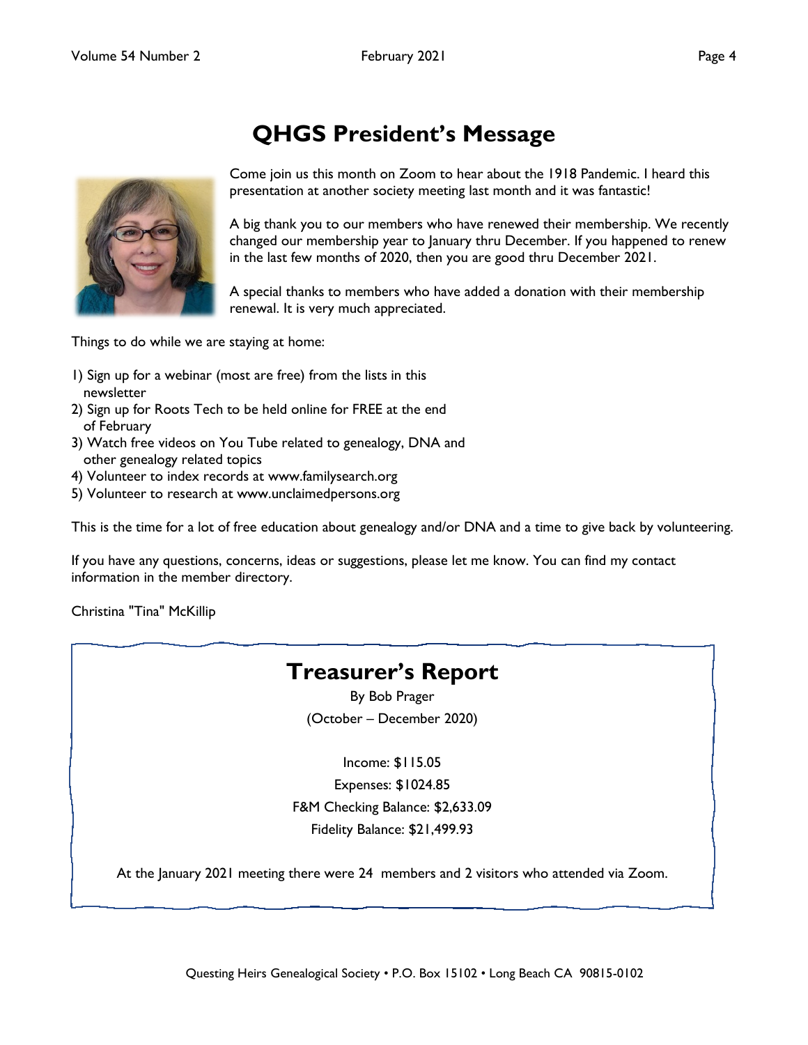# QHGS President's Message

Come join us this month on Zoom to hear about the 1918 Pandemic. I heard this presentation at another society meeting last month and it was fantastic!

A big thank you to our members who have renewed their membership. We recently changed our membership year to January thru December. If you happened to renew in the last few months of 2020, then you are good thru December 2021.

A special thanks to members who have added a donation with their membership renewal. It is very much appreciated.

Things to do while we are staying at home:

1) Sign up for a webinar (most are free) from the lists in this newsletter
2) Sign up for Roots Tech to be held online for FREE at the end of February
3) Watch free videos on You Tube related to genealogy, DNA and other genealogy related topics
4) Volunteer to index records at www.familysearch.org
5) Volunteer to research at www.unclaimedpersons.org

This is the time for a lot of free education about genealogy and/or DNA and a time to give back by volunteering.

If you have any questions, concerns, ideas or suggestions, please let me know. You can find my contact information in the member directory.

Christina "Tina" McKillip

# Treasurer's Report

By Bob Prager

(October – December 2020)

Income: $115.05

Expenses: $1024.85

F&M Checking Balance: $2,633.09

Fidelity Balance: $21,499.93

At the January 2021 meeting there were 24 members and 2 visitors who attended via Zoom.

Questing Heirs Genealogical Society • P.O. Box 15102 • Long Beach CA 90815-0102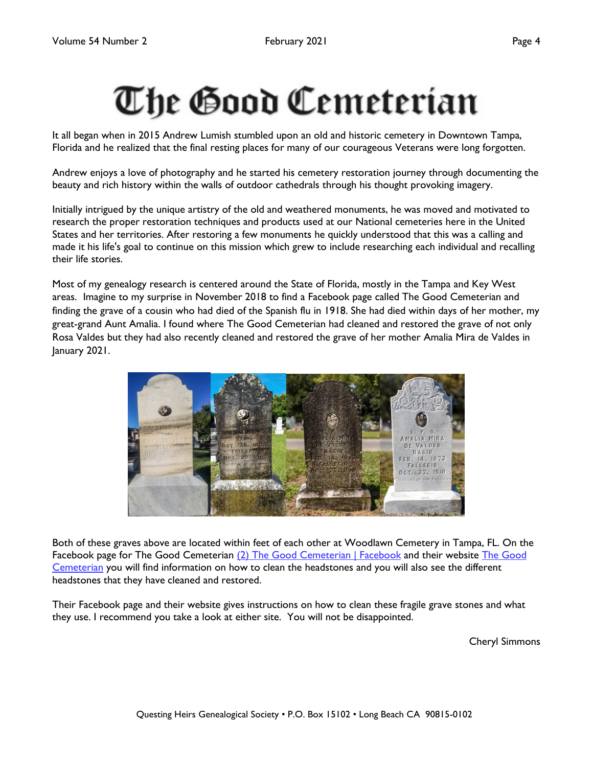# The Good Cemeterian

It all began when in 2015 Andrew Lumish stumbled upon an old and historic cemetery in Downtown Tampa, Florida and he realized that the final resting places for many of our courageous Veterans were long forgotten.

Andrew enjoys a love of photography and he started his cemetery restoration journey through documenting the beauty and rich history within the walls of outdoor cathedrals through his thought provoking imagery.

Initially intrigued by the unique artistry of the old and weathered monuments, he was moved and motivated to research the proper restoration techniques and products used at our National cemeteries here in the United States and her territories. After restoring a few monuments he quickly understood that this was a calling and made it his life's goal to continue on this mission which grew to include researching each individual and recalling their life stories.

Most of my genealogy research is centered around the State of Florida, mostly in the Tampa and Key West areas. Imagine to my surprise in November 2018 to find a Facebook page called The Good Cemeterian and finding the grave of a cousin who had died of the Spanish flu in 1918. She had died within days of her mother, my great-grand Aunt Amalia. I found where The Good Cemeterian had cleaned and restored the grave of not only Rosa Valdes but they had also recently cleaned and restored the grave of her mother Amalia Mira de Valdes in January 2021.

Both of these graves above are located within feet of each other at Woodlawn Cemetery in Tampa, FL. On the Facebook page for The Good Cemeterian (2) The Good Cemeterian | Facebook and their website The Good Cemeterian you will find information on how to clean the headstones and you will also see the different headstones that they have cleaned and restored.

Their Facebook page and their website gives instructions on how to clean these fragile grave stones and what they use. I recommend you take a look at either site. You will not be disappointed.

Cheryl Simmons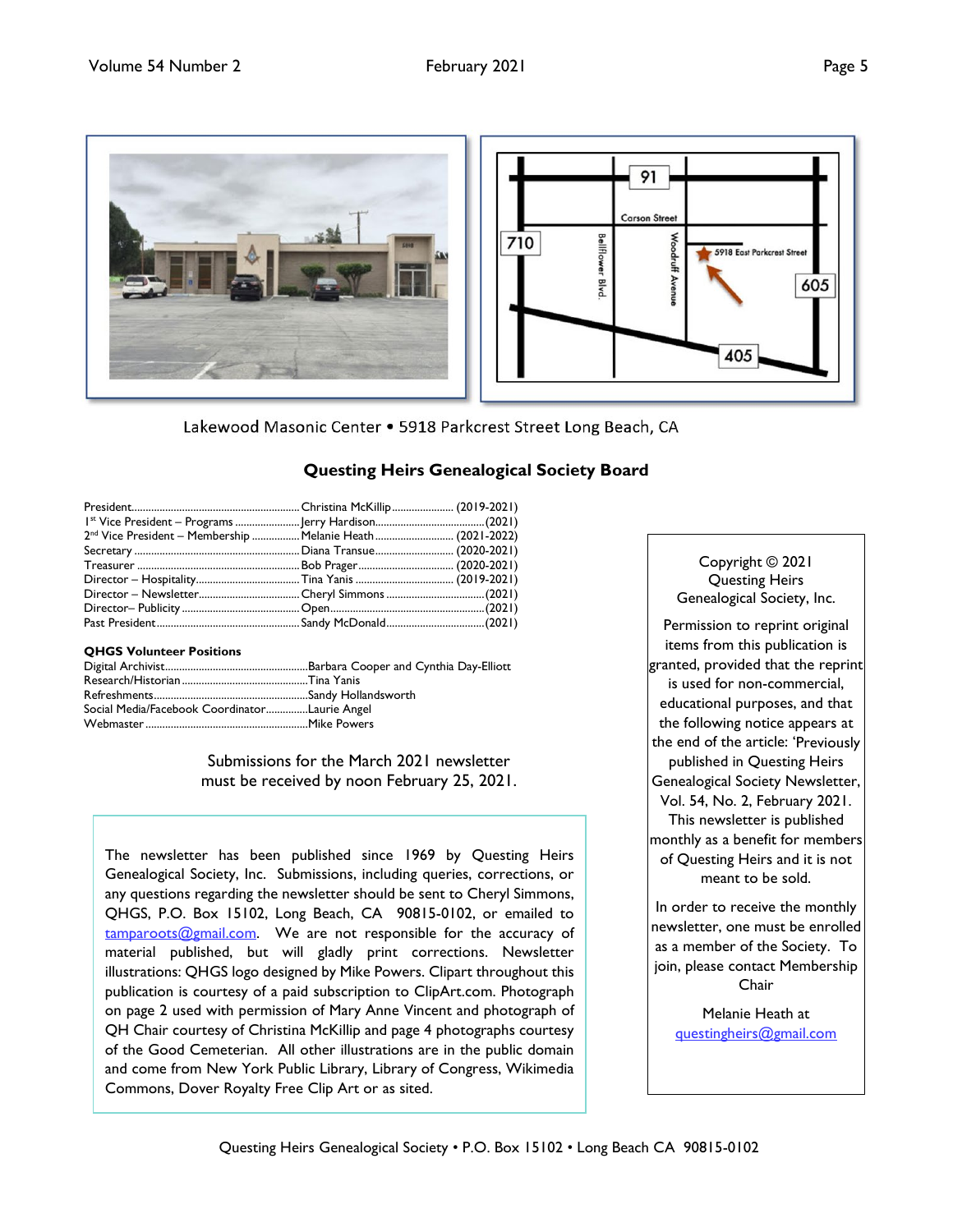Lakewood Masonic Center • 5918 Parkcrest Street Long Beach, CA

## Questing Heirs Genealogical Society Board

| | | |
|---|---|---|
| President | Christina McKillip | (2019-2021) |
| 1st Vice President – Programs | Jerry Hardison | (2021) |
| 2nd Vice President – Membership | Melanie Heath | (2021-2022) |
| Secretary | Diana Transue | (2020-2021) |
| Treasurer | Bob Prager | (2020-2021) |
| Director – Hospitality | Tina Yanis | (2019-2021) |
| Director – Newsletter | Cheryl Simmons | (2021) |
| Director– Publicity | Open | (2021) |
| Past President | Sandy McDonald | (2021) |

**QHGS Volunteer Positions**

| | |
|---|---|
| Digital Archivist | Barbara Cooper and Cynthia Day-Elliott |
| Research/Historian | Tina Yanis |
| Refreshments | Sandy Hollandsworth |
| Social Media/Facebook Coordinator | Laurie Angel |
| Webmaster | Mike Powers |

Submissions for the March 2021 newsletter must be received by noon February 25, 2021.

The newsletter has been published since 1969 by Questing Heirs Genealogical Society, Inc. Submissions, including queries, corrections, or any questions regarding the newsletter should be sent to Cheryl Simmons, QHGS, P.O. Box 15102, Long Beach, CA 90815-0102, or emailed to tamparoots@gmail.com. We are not responsible for the accuracy of material published, but will gladly print corrections. Newsletter illustrations: QHGS logo designed by Mike Powers. Clipart throughout this publication is courtesy of a paid subscription to ClipArt.com. Photograph on page 2 used with permission of Mary Anne Vincent and photograph of QH Chair courtesy of Christina McKillip and page 4 photographs courtesy of the Good Cemeterian. All other illustrations are in the public domain and come from New York Public Library, Library of Congress, Wikimedia Commons, Dover Royalty Free Clip Art or as sited.

Copyright © 2021 Questing Heirs Genealogical Society, Inc.

Permission to reprint original items from this publication is granted, provided that the reprint is used for non-commercial, educational purposes, and that the following notice appears at the end of the article: 'Previously published in Questing Heirs Genealogical Society Newsletter, Vol. 54, No. 2, February 2021. This newsletter is published monthly as a benefit for members of Questing Heirs and it is not meant to be sold.

In order to receive the monthly newsletter, one must be enrolled as a member of the Society. To join, please contact Membership Chair

Melanie Heath at questingheirs@gmail.com

Questing Heirs Genealogical Society • P.O. Box 15102 • Long Beach CA 90815-0102